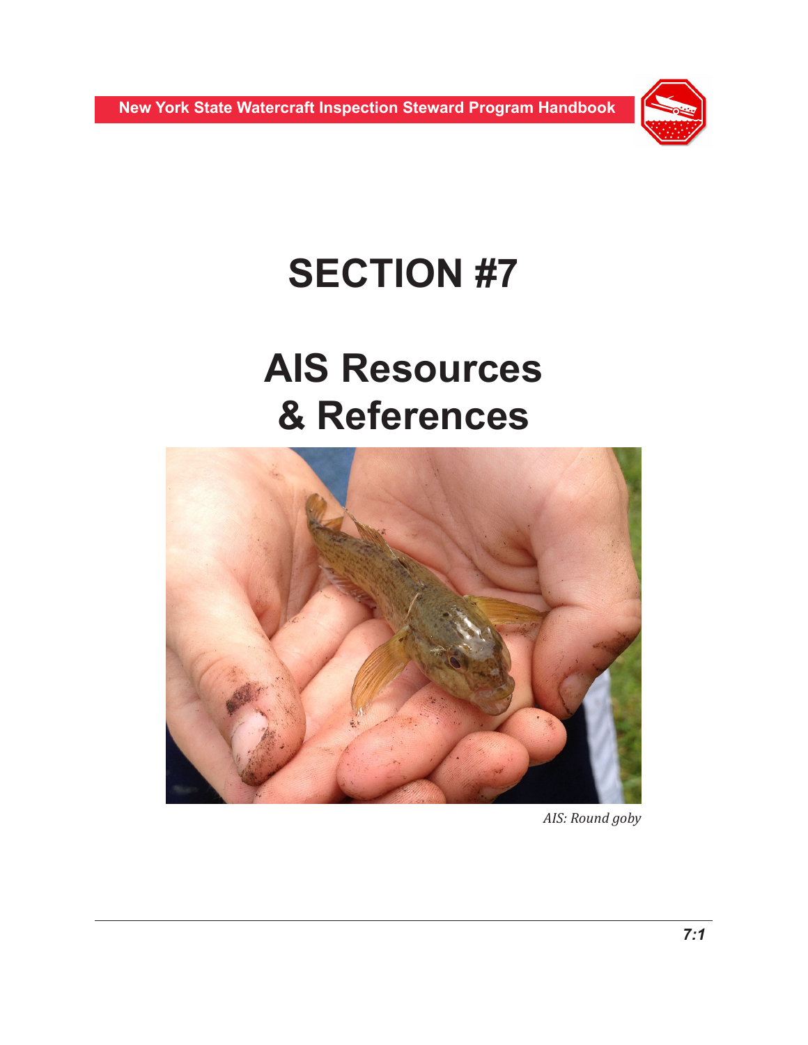# SECTION #7

# AIS Resources & References

*AIS: Round goby*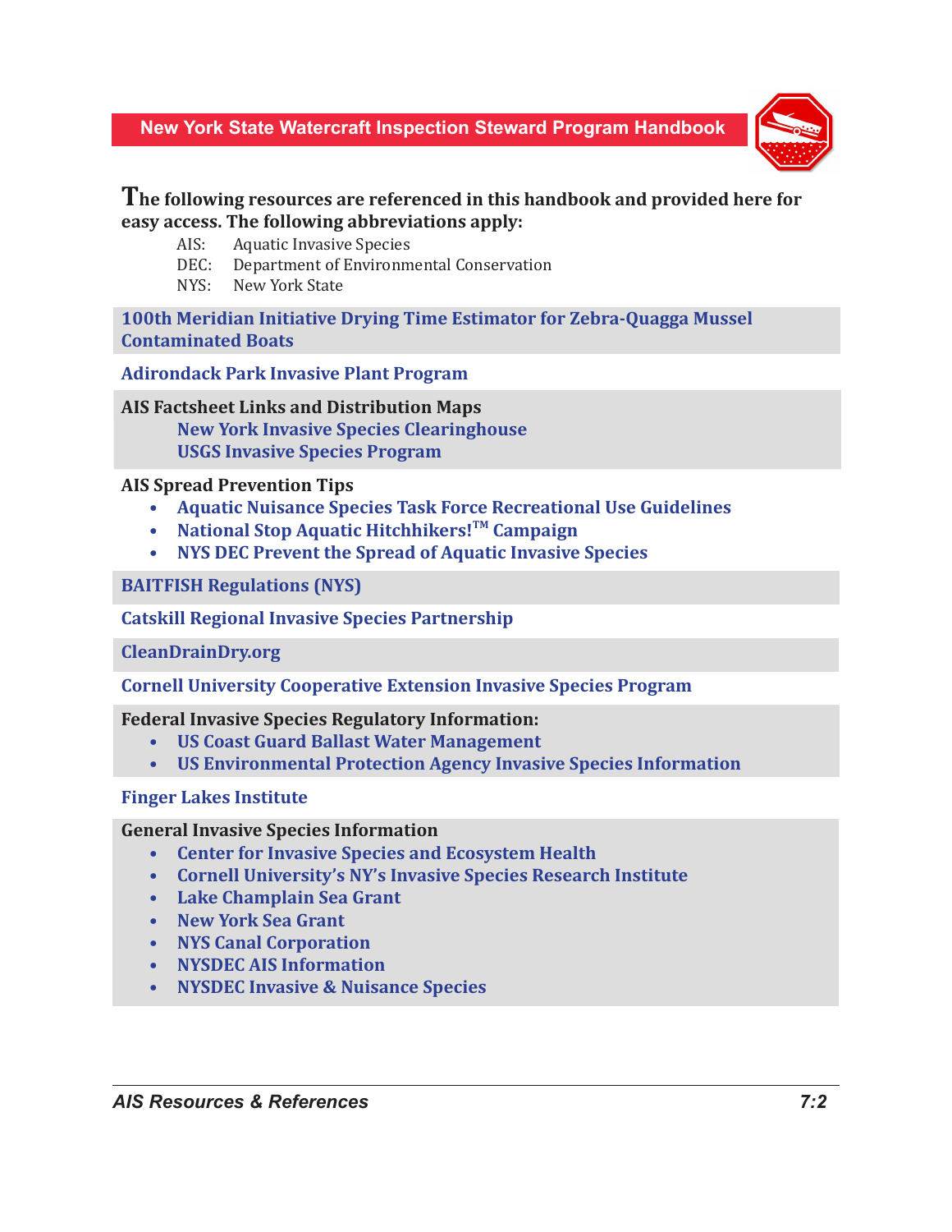**The following resources are referenced in this handbook and provided here for easy access. The following abbreviations apply:**

- AIS: Aquatic Invasive Species
- DEC: Department of Environmental Conservation
- NYS: New York State

**100th Meridian Initiative Drying Time Estimator for Zebra-Quagga Mussel Contaminated Boats**

**Adirondack Park Invasive Plant Program**

**AIS Factsheet Links and Distribution Maps**

- **New York Invasive Species Clearinghouse**
- **USGS Invasive Species Program**

**AIS Spread Prevention Tips**

- **Aquatic Nuisance Species Task Force Recreational Use Guidelines**
- **National Stop Aquatic Hitchhikers!™ Campaign**
- **NYS DEC Prevent the Spread of Aquatic Invasive Species**

**BAITFISH Regulations (NYS)**

**Catskill Regional Invasive Species Partnership**

**CleanDrainDry.org**

**Cornell University Cooperative Extension Invasive Species Program**

**Federal Invasive Species Regulatory Information:**

- **US Coast Guard Ballast Water Management**
- **US Environmental Protection Agency Invasive Species Information**

**Finger Lakes Institute**

**General Invasive Species Information**

- **Center for Invasive Species and Ecosystem Health**
- **Cornell University's NY's Invasive Species Research Institute**
- **Lake Champlain Sea Grant**
- **New York Sea Grant**
- **NYS Canal Corporation**
- **NYSDEC AIS Information**
- **NYSDEC Invasive & Nuisance Species**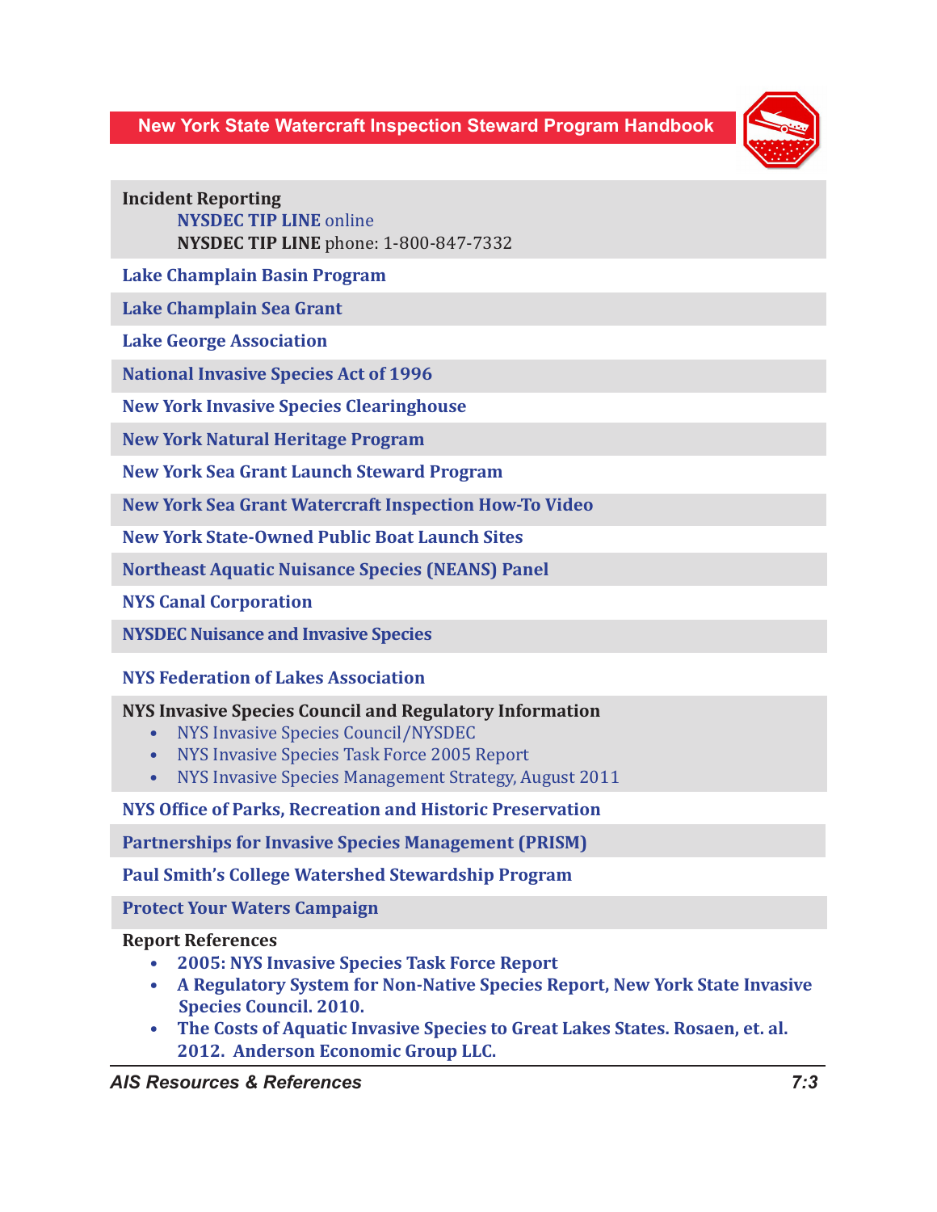**Incident Reporting**

- **NYSDEC TIP LINE** online
- **NYSDEC TIP LINE** phone: 1-800-847-7332

**Lake Champlain Basin Program**

**Lake Champlain Sea Grant**

**Lake George Association**

**National Invasive Species Act of 1996**

**New York Invasive Species Clearinghouse**

**New York Natural Heritage Program**

**New York Sea Grant Launch Steward Program**

**New York Sea Grant Watercraft Inspection How-To Video**

**New York State-Owned Public Boat Launch Sites**

**Northeast Aquatic Nuisance Species (NEANS) Panel**

**NYS Canal Corporation**

**NYSDEC Nuisance and Invasive Species**

**NYS Federation of Lakes Association**

**NYS Invasive Species Council and Regulatory Information**

- NYS Invasive Species Council/NYSDEC
- NYS Invasive Species Task Force 2005 Report
- NYS Invasive Species Management Strategy, August 2011

**NYS Office of Parks, Recreation and Historic Preservation**

**Partnerships for Invasive Species Management (PRISM)**

**Paul Smith's College Watershed Stewardship Program**

**Protect Your Waters Campaign**

**Report References**

- **2005: NYS Invasive Species Task Force Report**
- **A Regulatory System for Non-Native Species Report, New York State Invasive Species Council. 2010.**
- **The Costs of Aquatic Invasive Species to Great Lakes States. Rosaen, et. al. 2012. Anderson Economic Group LLC.**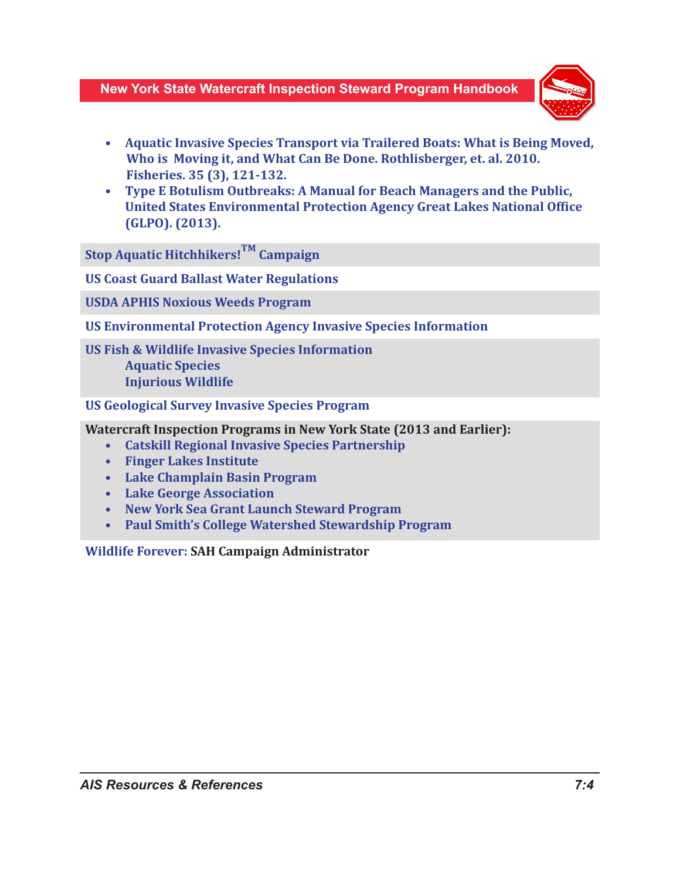- Aquatic Invasive Species Transport via Trailered Boats: What is Being Moved, Who is Moving it, and What Can Be Done. Rothlisberger, et. al. 2010. Fisheries. 35 (3), 121-132.
- Type E Botulism Outbreaks: A Manual for Beach Managers and the Public, United States Environmental Protection Agency Great Lakes National Office (GLPO). (2013).

Stop Aquatic Hitchhikers!™ Campaign

US Coast Guard Ballast Water Regulations

USDA APHIS Noxious Weeds Program

US Environmental Protection Agency Invasive Species Information

US Fish & Wildlife Invasive Species Information
 Aquatic Species
 Injurious Wildlife

US Geological Survey Invasive Species Program

**Watercraft Inspection Programs in New York State (2013 and Earlier):**

- Catskill Regional Invasive Species Partnership
- Finger Lakes Institute
- Lake Champlain Basin Program
- Lake George Association
- New York Sea Grant Launch Steward Program
- Paul Smith's College Watershed Stewardship Program

Wildlife Forever: **SAH Campaign Administrator**